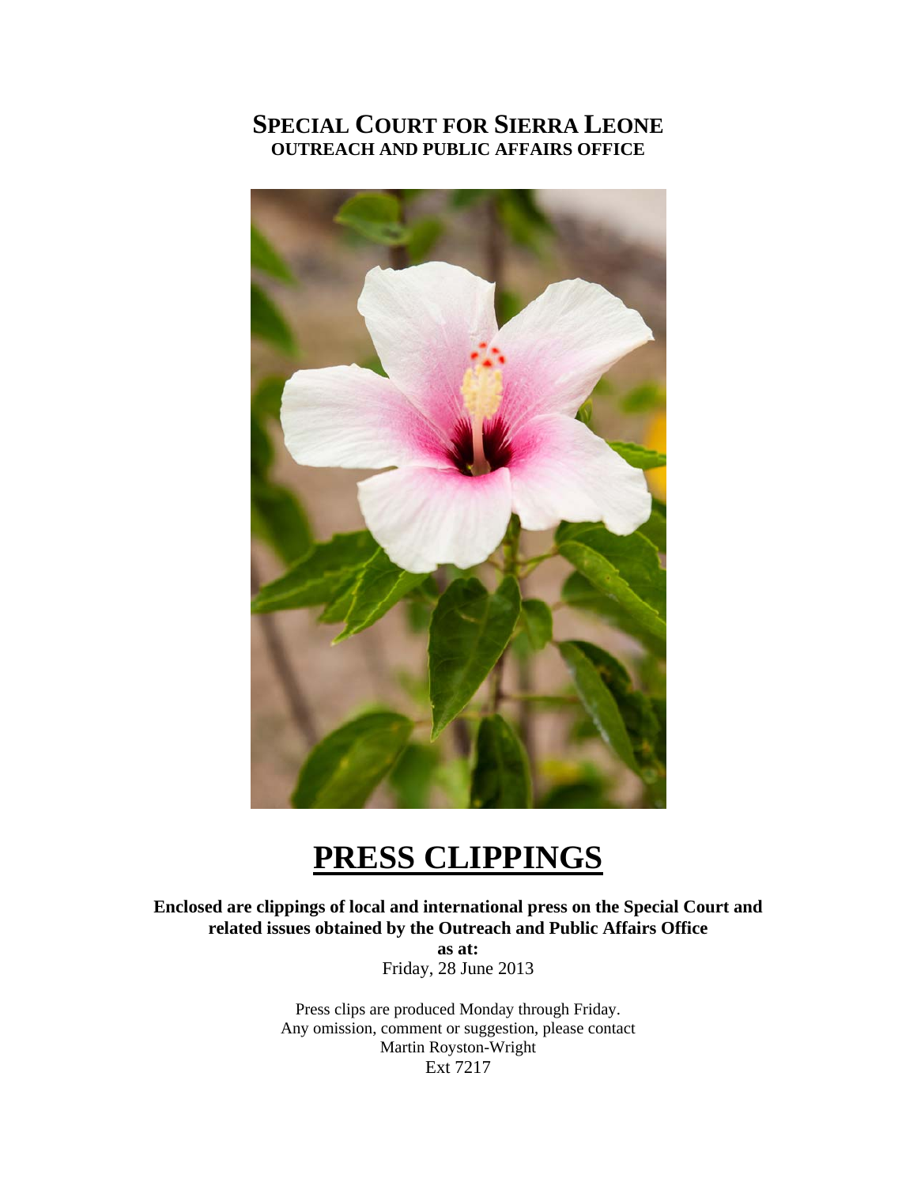# SPECIAL COURT FOR SIERRA LEONE
## OUTREACH AND PUBLIC AFFAIRS OFFICE

# PRESS CLIPPINGS

**Enclosed are clippings of local and international press on the Special Court and related issues obtained by the Outreach and Public Affairs Office**

**as at:**

Friday, 28 June 2013

Press clips are produced Monday through Friday.
Any omission, comment or suggestion, please contact
Martin Royston-Wright
Ext 7217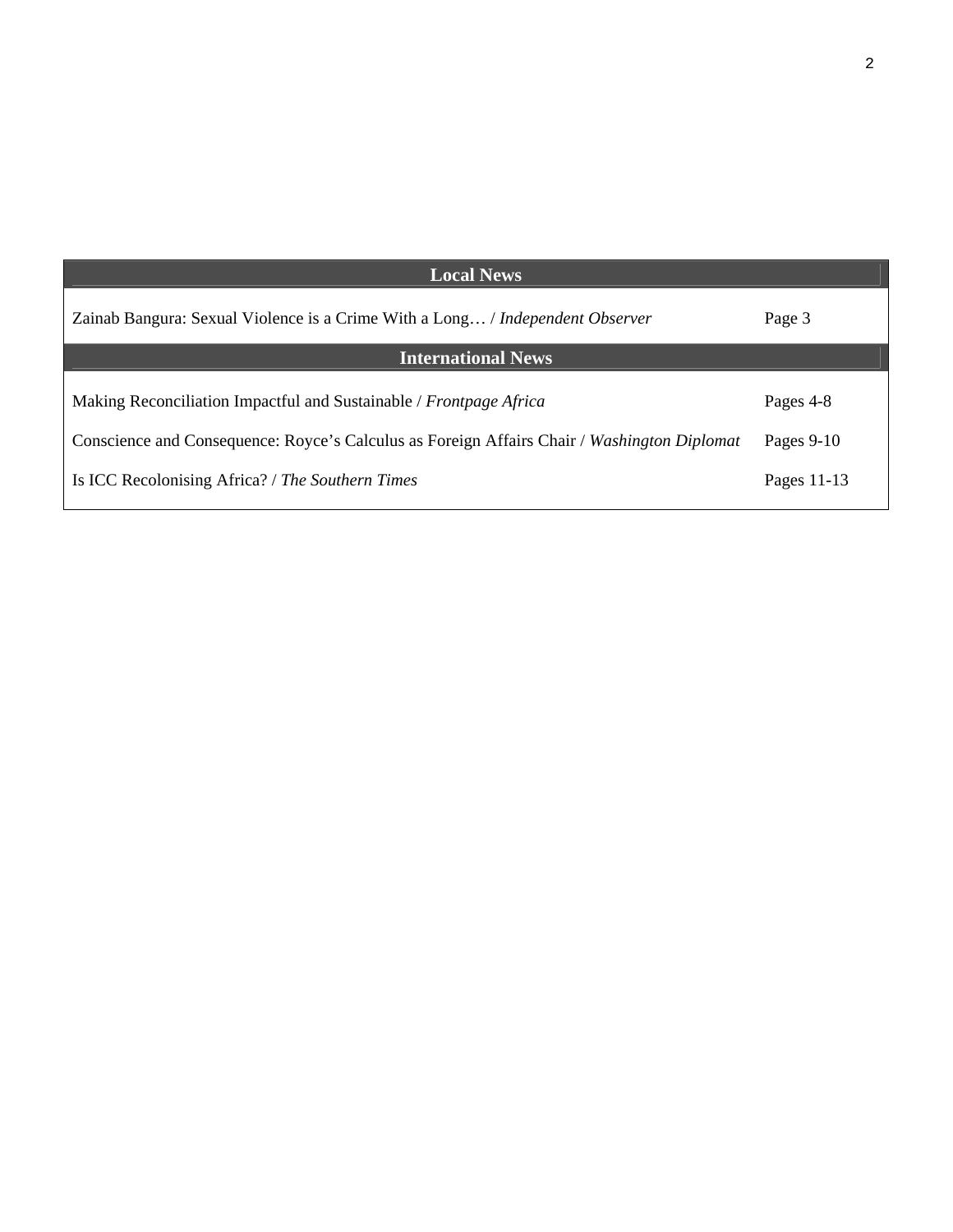| Local News | |
|---|---|
| Zainab Bangura: Sexual Violence is a Crime With a Long… / *Independent Observer* | Page 3 |
| **International News** | |
| Making Reconciliation Impactful and Sustainable / *Frontpage Africa* | Pages 4-8 |
| Conscience and Consequence: Royce’s Calculus as Foreign Affairs Chair / *Washington Diplomat* | Pages 9-10 |
| Is ICC Recolonising Africa? / *The Southern Times* | Pages 11-13 |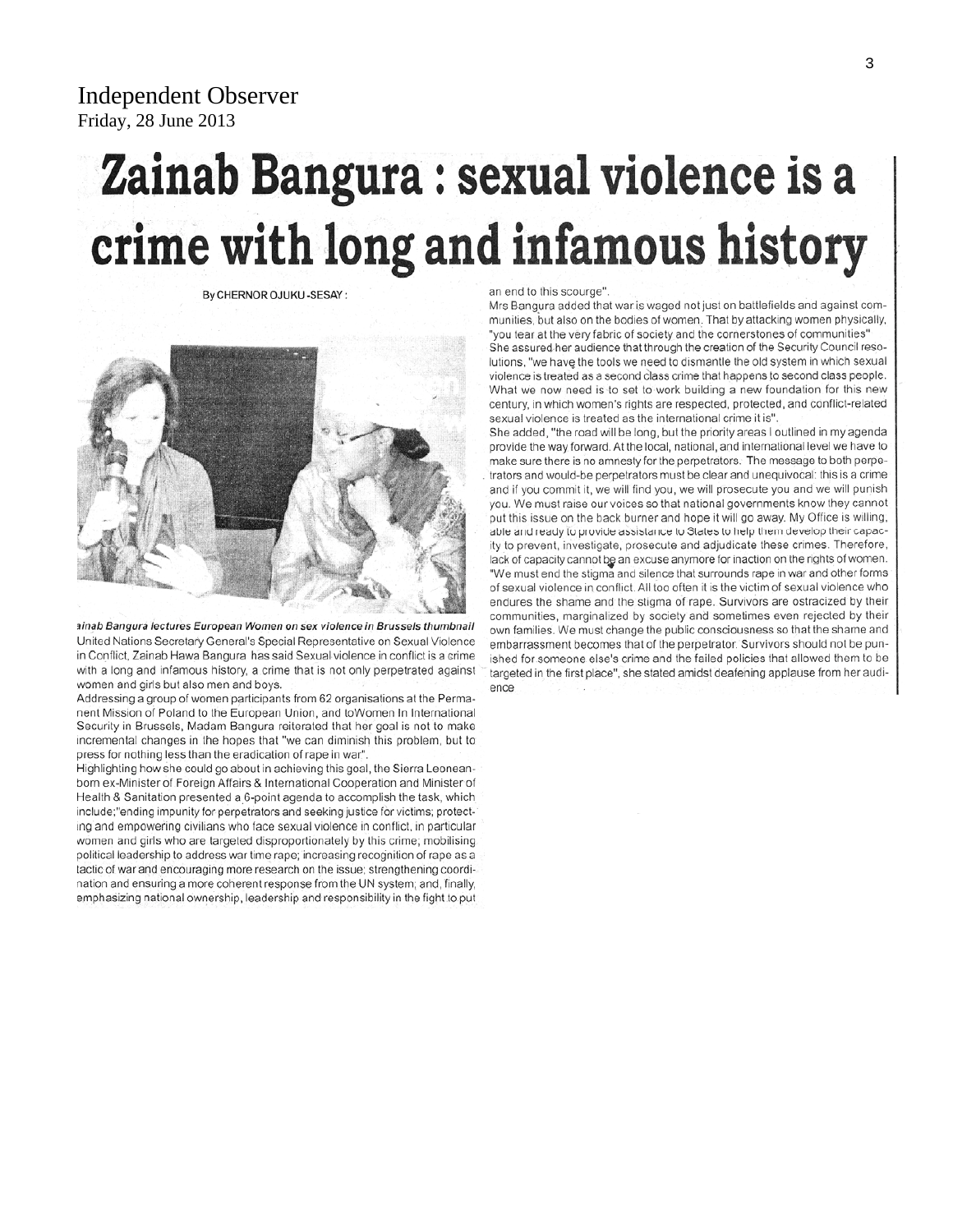Independent Observer
Friday, 28 June 2013

# Zainab Bangura : sexual violence is a crime with long and infamous history

By CHERNOR OJUKU -SESAY :

*ainab Bangura lectures European Women on sex violence in Brussels thumbnail*

United Nations Secretary General's Special Representative on Sexual Violence in Conflict, Zainab Hawa Bangura has said Sexual violence in conflict is a crime with a long and infamous history, a crime that is not only perpetrated against women and girls but also men and boys.

Addressing a group of women participants from 62 organisations at the Permanent Mission of Poland to the European Union, and toWomen In International Security in Brussels, Madam Bangura reiterated that her goal is not to make incremental changes in the hopes that "we can diminish this problem, but to press for nothing less than the eradication of rape in war".

Highlighting how she could go about in achieving this goal, the Sierra Leonean-born ex-Minister of Foreign Affairs & International Cooperation and Minister of Health & Sanitation presented a 6-point agenda to accomplish the task, which include;"ending impunity for perpetrators and seeking justice for victims; protecting and empowering civilians who face sexual violence in conflict, in particular women and girls who are targeted disproportionately by this crime; mobilising political leadership to address war time rape; increasing recognition of rape as a tactic of war and encouraging more research on the issue; strengthening coordination and ensuring a more coherent response from the UN system; and, finally, emphasizing national ownership, leadership and responsibility in the fight to put an end to this scourge".

Mrs Bangura added that war is waged not just on battlefields and against communities, but also on the bodies of women. That by attacking women physically, "you tear at the very fabric of society and the cornerstones of communities"

She assured her audience that through the creation of the Security Council resolutions, "we have the tools we need to dismantle the old system in which sexual violence is treated as a second class crime that happens to second class people. What we now need is to set to work building a new foundation for this new century, in which women's rights are respected, protected, and conflict-related sexual violence is treated as the international crime it is".

She added, "the road will be long, but the priority areas I outlined in my agenda provide the way forward. At the local, national, and international level we have to make sure there is no amnesty for the perpetrators. The message to both perpetrators and would-be perpetrators must be clear and unequivocal: this is a crime and if you commit it, we will find you, we will prosecute you and we will punish you. We must raise our voices so that national governments know they cannot put this issue on the back burner and hope it will go away. My Office is willing, able and ready to provide assistance to States to help them develop their capacity to prevent, investigate, prosecute and adjudicate these crimes. Therefore, lack of capacity cannot be an excuse anymore for inaction on the rights of women. "We must end the stigma and silence that surrounds rape in war and other forms of sexual violence in conflict. All too often it is the victim of sexual violence who endures the shame and the stigma of rape. Survivors are ostracized by their communities, marginalized by society and sometimes even rejected by their own families. We must change the public consciousness so that the shame and embarrassment becomes that of the perpetrator. Survivors should not be punished for someone else's crime and the failed policies that allowed them to be targeted in the first place", she stated amidst deafening applause from her audience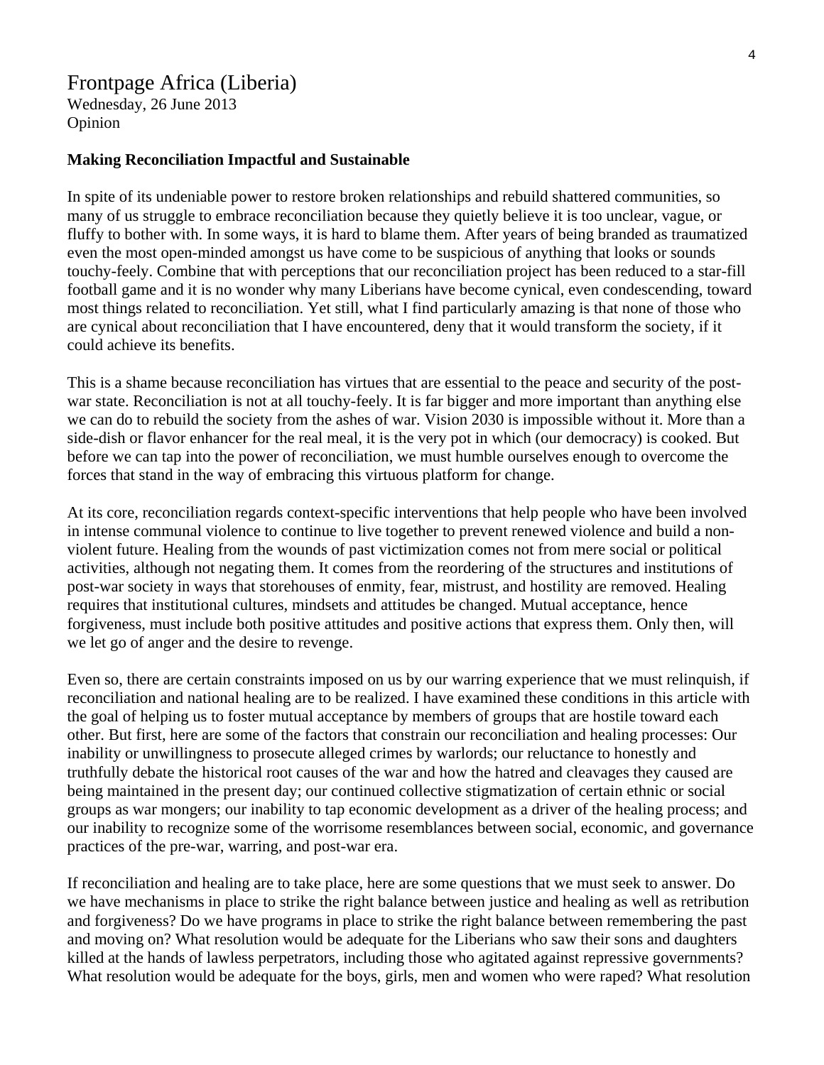Frontpage Africa (Liberia)
Wednesday, 26 June 2013
Opinion

**Making Reconciliation Impactful and Sustainable**

In spite of its undeniable power to restore broken relationships and rebuild shattered communities, so many of us struggle to embrace reconciliation because they quietly believe it is too unclear, vague, or fluffy to bother with. In some ways, it is hard to blame them. After years of being branded as traumatized even the most open-minded amongst us have come to be suspicious of anything that looks or sounds touchy-feely. Combine that with perceptions that our reconciliation project has been reduced to a star-fill football game and it is no wonder why many Liberians have become cynical, even condescending, toward most things related to reconciliation. Yet still, what I find particularly amazing is that none of those who are cynical about reconciliation that I have encountered, deny that it would transform the society, if it could achieve its benefits.

This is a shame because reconciliation has virtues that are essential to the peace and security of the post-war state. Reconciliation is not at all touchy-feely. It is far bigger and more important than anything else we can do to rebuild the society from the ashes of war. Vision 2030 is impossible without it. More than a side-dish or flavor enhancer for the real meal, it is the very pot in which (our democracy) is cooked. But before we can tap into the power of reconciliation, we must humble ourselves enough to overcome the forces that stand in the way of embracing this virtuous platform for change.

At its core, reconciliation regards context-specific interventions that help people who have been involved in intense communal violence to continue to live together to prevent renewed violence and build a non-violent future. Healing from the wounds of past victimization comes not from mere social or political activities, although not negating them. It comes from the reordering of the structures and institutions of post-war society in ways that storehouses of enmity, fear, mistrust, and hostility are removed. Healing requires that institutional cultures, mindsets and attitudes be changed. Mutual acceptance, hence forgiveness, must include both positive attitudes and positive actions that express them. Only then, will we let go of anger and the desire to revenge.

Even so, there are certain constraints imposed on us by our warring experience that we must relinquish, if reconciliation and national healing are to be realized. I have examined these conditions in this article with the goal of helping us to foster mutual acceptance by members of groups that are hostile toward each other. But first, here are some of the factors that constrain our reconciliation and healing processes: Our inability or unwillingness to prosecute alleged crimes by warlords; our reluctance to honestly and truthfully debate the historical root causes of the war and how the hatred and cleavages they caused are being maintained in the present day; our continued collective stigmatization of certain ethnic or social groups as war mongers; our inability to tap economic development as a driver of the healing process; and our inability to recognize some of the worrisome resemblances between social, economic, and governance practices of the pre-war, warring, and post-war era.

If reconciliation and healing are to take place, here are some questions that we must seek to answer. Do we have mechanisms in place to strike the right balance between justice and healing as well as retribution and forgiveness? Do we have programs in place to strike the right balance between remembering the past and moving on? What resolution would be adequate for the Liberians who saw their sons and daughters killed at the hands of lawless perpetrators, including those who agitated against repressive governments? What resolution would be adequate for the boys, girls, men and women who were raped? What resolution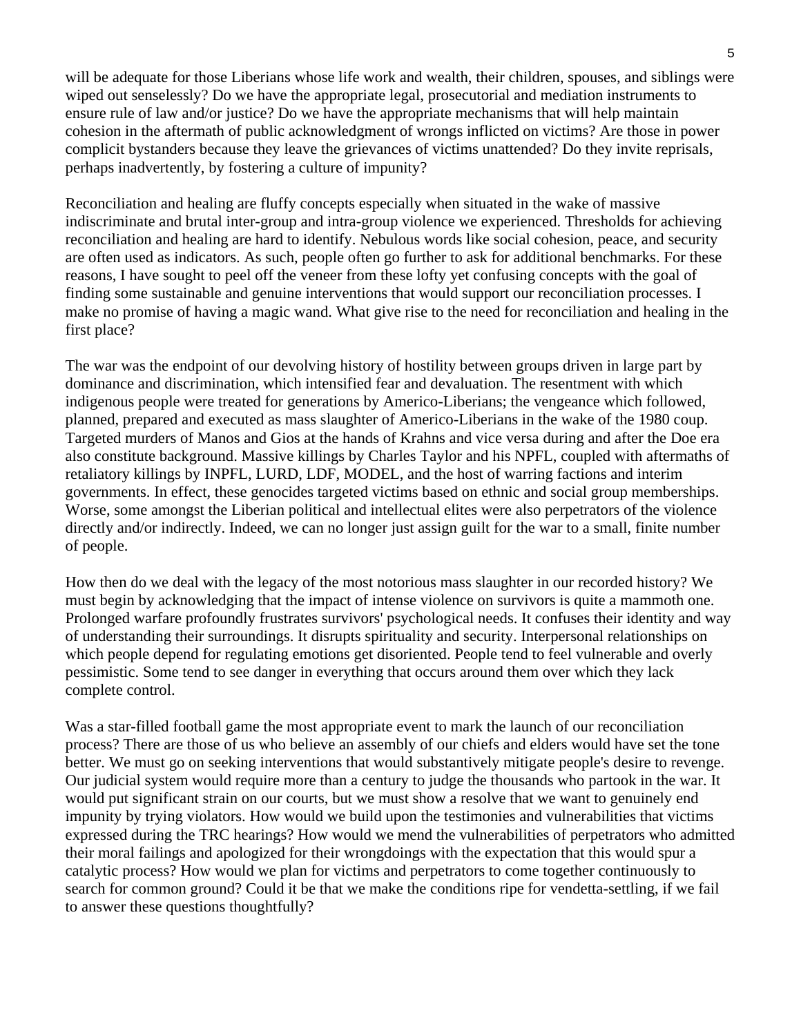will be adequate for those Liberians whose life work and wealth, their children, spouses, and siblings were wiped out senselessly? Do we have the appropriate legal, prosecutorial and mediation instruments to ensure rule of law and/or justice? Do we have the appropriate mechanisms that will help maintain cohesion in the aftermath of public acknowledgment of wrongs inflicted on victims? Are those in power complicit bystanders because they leave the grievances of victims unattended? Do they invite reprisals, perhaps inadvertently, by fostering a culture of impunity?

Reconciliation and healing are fluffy concepts especially when situated in the wake of massive indiscriminate and brutal inter-group and intra-group violence we experienced. Thresholds for achieving reconciliation and healing are hard to identify. Nebulous words like social cohesion, peace, and security are often used as indicators. As such, people often go further to ask for additional benchmarks. For these reasons, I have sought to peel off the veneer from these lofty yet confusing concepts with the goal of finding some sustainable and genuine interventions that would support our reconciliation processes. I make no promise of having a magic wand. What give rise to the need for reconciliation and healing in the first place?

The war was the endpoint of our devolving history of hostility between groups driven in large part by dominance and discrimination, which intensified fear and devaluation. The resentment with which indigenous people were treated for generations by Americo-Liberians; the vengeance which followed, planned, prepared and executed as mass slaughter of Americo-Liberians in the wake of the 1980 coup. Targeted murders of Manos and Gios at the hands of Krahns and vice versa during and after the Doe era also constitute background. Massive killings by Charles Taylor and his NPFL, coupled with aftermaths of retaliatory killings by INPFL, LURD, LDF, MODEL, and the host of warring factions and interim governments. In effect, these genocides targeted victims based on ethnic and social group memberships. Worse, some amongst the Liberian political and intellectual elites were also perpetrators of the violence directly and/or indirectly. Indeed, we can no longer just assign guilt for the war to a small, finite number of people.

How then do we deal with the legacy of the most notorious mass slaughter in our recorded history? We must begin by acknowledging that the impact of intense violence on survivors is quite a mammoth one. Prolonged warfare profoundly frustrates survivors' psychological needs. It confuses their identity and way of understanding their surroundings. It disrupts spirituality and security. Interpersonal relationships on which people depend for regulating emotions get disoriented. People tend to feel vulnerable and overly pessimistic. Some tend to see danger in everything that occurs around them over which they lack complete control.

Was a star-filled football game the most appropriate event to mark the launch of our reconciliation process? There are those of us who believe an assembly of our chiefs and elders would have set the tone better. We must go on seeking interventions that would substantively mitigate people's desire to revenge. Our judicial system would require more than a century to judge the thousands who partook in the war. It would put significant strain on our courts, but we must show a resolve that we want to genuinely end impunity by trying violators. How would we build upon the testimonies and vulnerabilities that victims expressed during the TRC hearings? How would we mend the vulnerabilities of perpetrators who admitted their moral failings and apologized for their wrongdoings with the expectation that this would spur a catalytic process? How would we plan for victims and perpetrators to come together continuously to search for common ground? Could it be that we make the conditions ripe for vendetta-settling, if we fail to answer these questions thoughtfully?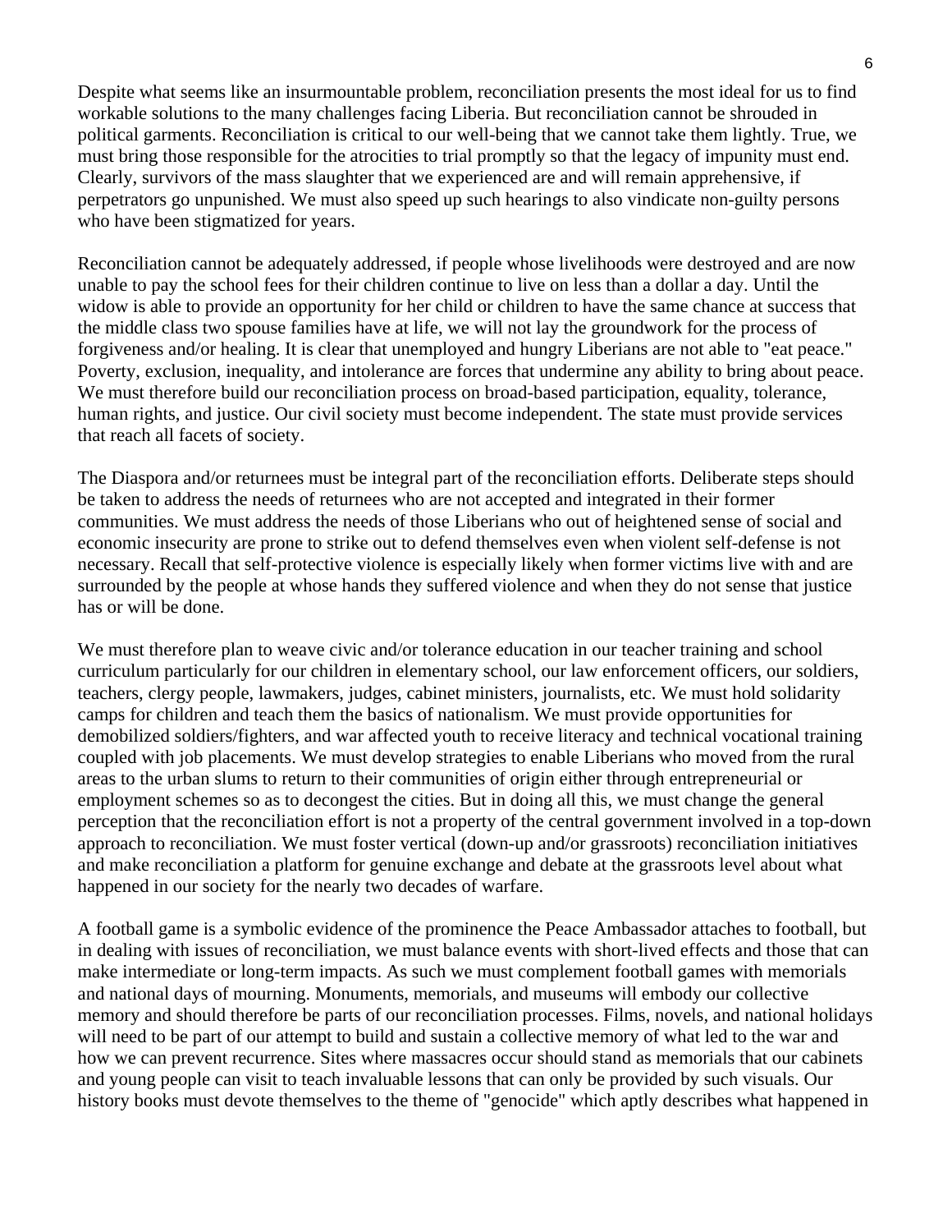Despite what seems like an insurmountable problem, reconciliation presents the most ideal for us to find workable solutions to the many challenges facing Liberia. But reconciliation cannot be shrouded in political garments. Reconciliation is critical to our well-being that we cannot take them lightly. True, we must bring those responsible for the atrocities to trial promptly so that the legacy of impunity must end. Clearly, survivors of the mass slaughter that we experienced are and will remain apprehensive, if perpetrators go unpunished. We must also speed up such hearings to also vindicate non-guilty persons who have been stigmatized for years.

Reconciliation cannot be adequately addressed, if people whose livelihoods were destroyed and are now unable to pay the school fees for their children continue to live on less than a dollar a day. Until the widow is able to provide an opportunity for her child or children to have the same chance at success that the middle class two spouse families have at life, we will not lay the groundwork for the process of forgiveness and/or healing. It is clear that unemployed and hungry Liberians are not able to "eat peace." Poverty, exclusion, inequality, and intolerance are forces that undermine any ability to bring about peace. We must therefore build our reconciliation process on broad-based participation, equality, tolerance, human rights, and justice. Our civil society must become independent. The state must provide services that reach all facets of society.

The Diaspora and/or returnees must be integral part of the reconciliation efforts. Deliberate steps should be taken to address the needs of returnees who are not accepted and integrated in their former communities. We must address the needs of those Liberians who out of heightened sense of social and economic insecurity are prone to strike out to defend themselves even when violent self-defense is not necessary. Recall that self-protective violence is especially likely when former victims live with and are surrounded by the people at whose hands they suffered violence and when they do not sense that justice has or will be done.

We must therefore plan to weave civic and/or tolerance education in our teacher training and school curriculum particularly for our children in elementary school, our law enforcement officers, our soldiers, teachers, clergy people, lawmakers, judges, cabinet ministers, journalists, etc. We must hold solidarity camps for children and teach them the basics of nationalism. We must provide opportunities for demobilized soldiers/fighters, and war affected youth to receive literacy and technical vocational training coupled with job placements. We must develop strategies to enable Liberians who moved from the rural areas to the urban slums to return to their communities of origin either through entrepreneurial or employment schemes so as to decongest the cities. But in doing all this, we must change the general perception that the reconciliation effort is not a property of the central government involved in a top-down approach to reconciliation. We must foster vertical (down-up and/or grassroots) reconciliation initiatives and make reconciliation a platform for genuine exchange and debate at the grassroots level about what happened in our society for the nearly two decades of warfare.

A football game is a symbolic evidence of the prominence the Peace Ambassador attaches to football, but in dealing with issues of reconciliation, we must balance events with short-lived effects and those that can make intermediate or long-term impacts. As such we must complement football games with memorials and national days of mourning. Monuments, memorials, and museums will embody our collective memory and should therefore be parts of our reconciliation processes. Films, novels, and national holidays will need to be part of our attempt to build and sustain a collective memory of what led to the war and how we can prevent recurrence. Sites where massacres occur should stand as memorials that our cabinets and young people can visit to teach invaluable lessons that can only be provided by such visuals. Our history books must devote themselves to the theme of "genocide" which aptly describes what happened in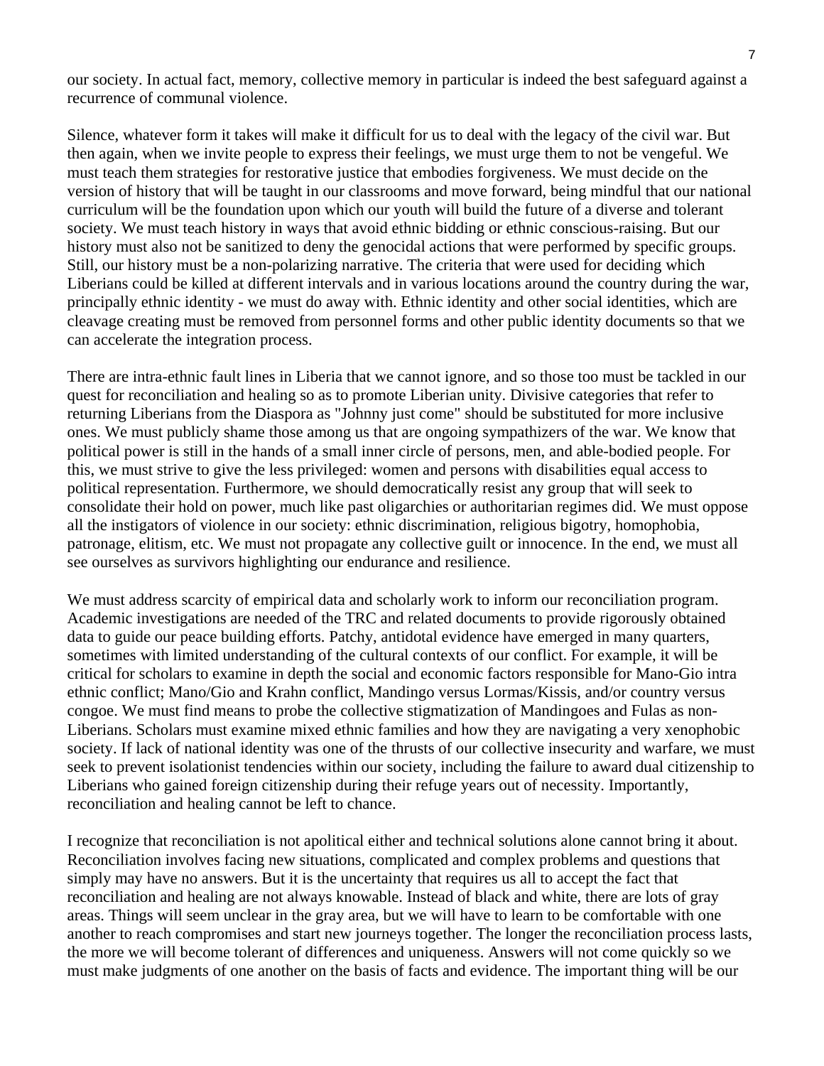our society. In actual fact, memory, collective memory in particular is indeed the best safeguard against a recurrence of communal violence.

Silence, whatever form it takes will make it difficult for us to deal with the legacy of the civil war. But then again, when we invite people to express their feelings, we must urge them to not be vengeful. We must teach them strategies for restorative justice that embodies forgiveness. We must decide on the version of history that will be taught in our classrooms and move forward, being mindful that our national curriculum will be the foundation upon which our youth will build the future of a diverse and tolerant society. We must teach history in ways that avoid ethnic bidding or ethnic conscious-raising. But our history must also not be sanitized to deny the genocidal actions that were performed by specific groups. Still, our history must be a non-polarizing narrative. The criteria that were used for deciding which Liberians could be killed at different intervals and in various locations around the country during the war, principally ethnic identity - we must do away with. Ethnic identity and other social identities, which are cleavage creating must be removed from personnel forms and other public identity documents so that we can accelerate the integration process.

There are intra-ethnic fault lines in Liberia that we cannot ignore, and so those too must be tackled in our quest for reconciliation and healing so as to promote Liberian unity. Divisive categories that refer to returning Liberians from the Diaspora as "Johnny just come" should be substituted for more inclusive ones. We must publicly shame those among us that are ongoing sympathizers of the war. We know that political power is still in the hands of a small inner circle of persons, men, and able-bodied people. For this, we must strive to give the less privileged: women and persons with disabilities equal access to political representation. Furthermore, we should democratically resist any group that will seek to consolidate their hold on power, much like past oligarchies or authoritarian regimes did. We must oppose all the instigators of violence in our society: ethnic discrimination, religious bigotry, homophobia, patronage, elitism, etc. We must not propagate any collective guilt or innocence. In the end, we must all see ourselves as survivors highlighting our endurance and resilience.

We must address scarcity of empirical data and scholarly work to inform our reconciliation program. Academic investigations are needed of the TRC and related documents to provide rigorously obtained data to guide our peace building efforts. Patchy, antidotal evidence have emerged in many quarters, sometimes with limited understanding of the cultural contexts of our conflict. For example, it will be critical for scholars to examine in depth the social and economic factors responsible for Mano-Gio intra ethnic conflict; Mano/Gio and Krahn conflict, Mandingo versus Lormas/Kissis, and/or country versus congoe. We must find means to probe the collective stigmatization of Mandingoes and Fulas as non-Liberians. Scholars must examine mixed ethnic families and how they are navigating a very xenophobic society. If lack of national identity was one of the thrusts of our collective insecurity and warfare, we must seek to prevent isolationist tendencies within our society, including the failure to award dual citizenship to Liberians who gained foreign citizenship during their refuge years out of necessity. Importantly, reconciliation and healing cannot be left to chance.

I recognize that reconciliation is not apolitical either and technical solutions alone cannot bring it about. Reconciliation involves facing new situations, complicated and complex problems and questions that simply may have no answers. But it is the uncertainty that requires us all to accept the fact that reconciliation and healing are not always knowable. Instead of black and white, there are lots of gray areas. Things will seem unclear in the gray area, but we will have to learn to be comfortable with one another to reach compromises and start new journeys together. The longer the reconciliation process lasts, the more we will become tolerant of differences and uniqueness. Answers will not come quickly so we must make judgments of one another on the basis of facts and evidence. The important thing will be our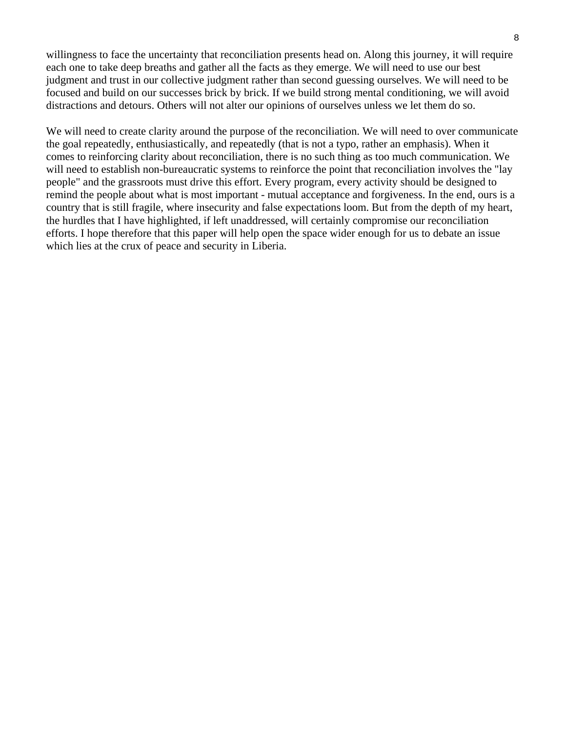willingness to face the uncertainty that reconciliation presents head on. Along this journey, it will require each one to take deep breaths and gather all the facts as they emerge. We will need to use our best judgment and trust in our collective judgment rather than second guessing ourselves. We will need to be focused and build on our successes brick by brick. If we build strong mental conditioning, we will avoid distractions and detours. Others will not alter our opinions of ourselves unless we let them do so.

We will need to create clarity around the purpose of the reconciliation. We will need to over communicate the goal repeatedly, enthusiastically, and repeatedly (that is not a typo, rather an emphasis). When it comes to reinforcing clarity about reconciliation, there is no such thing as too much communication. We will need to establish non-bureaucratic systems to reinforce the point that reconciliation involves the "lay people" and the grassroots must drive this effort. Every program, every activity should be designed to remind the people about what is most important - mutual acceptance and forgiveness. In the end, ours is a country that is still fragile, where insecurity and false expectations loom. But from the depth of my heart, the hurdles that I have highlighted, if left unaddressed, will certainly compromise our reconciliation efforts. I hope therefore that this paper will help open the space wider enough for us to debate an issue which lies at the crux of peace and security in Liberia.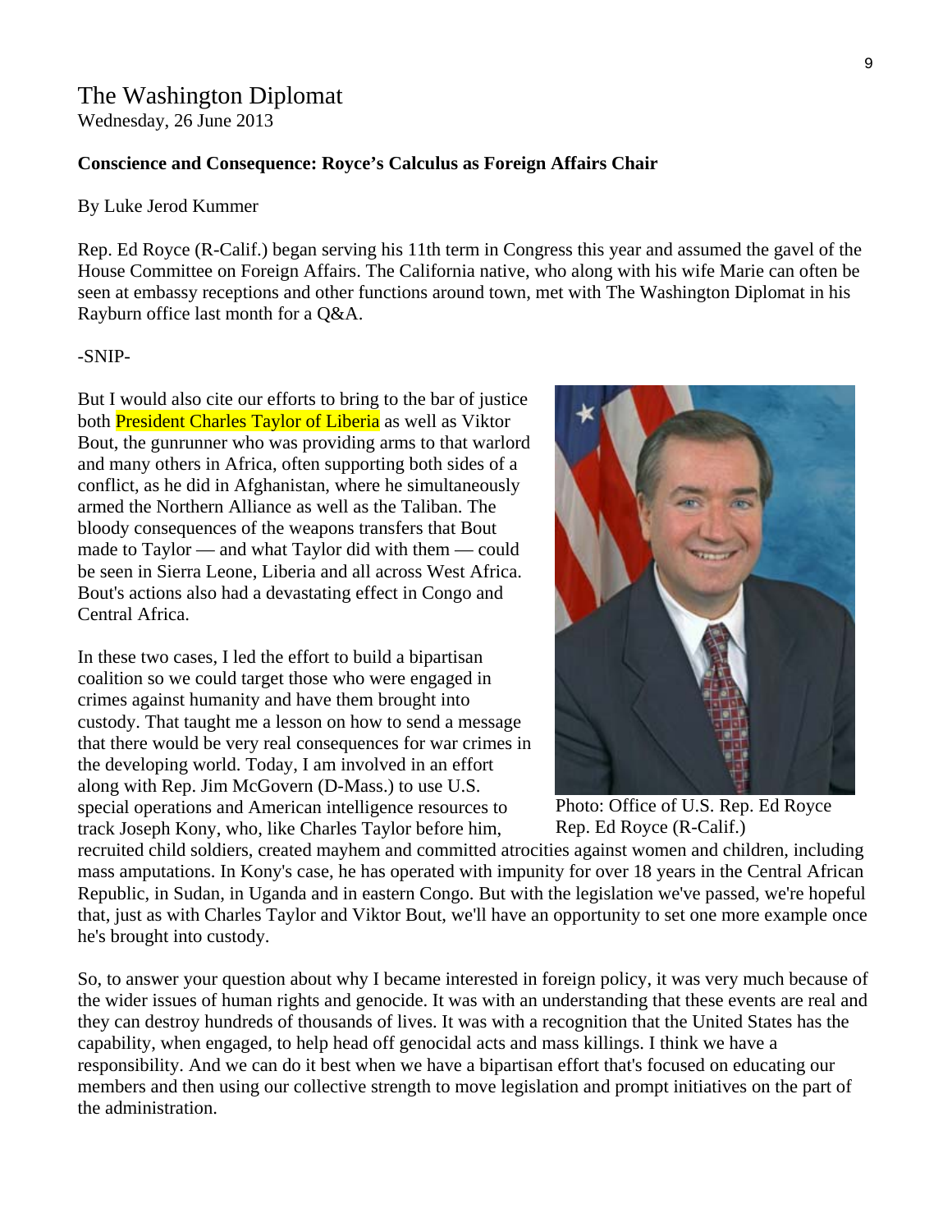The Washington Diplomat
Wednesday, 26 June 2013

**Conscience and Consequence: Royce's Calculus as Foreign Affairs Chair**

By Luke Jerod Kummer

Rep. Ed Royce (R-Calif.) began serving his 11th term in Congress this year and assumed the gavel of the House Committee on Foreign Affairs. The California native, who along with his wife Marie can often be seen at embassy receptions and other functions around town, met with The Washington Diplomat in his Rayburn office last month for a Q&A.

-SNIP-

But I would also cite our efforts to bring to the bar of justice both President Charles Taylor of Liberia as well as Viktor Bout, the gunrunner who was providing arms to that warlord and many others in Africa, often supporting both sides of a conflict, as he did in Afghanistan, where he simultaneously armed the Northern Alliance as well as the Taliban. The bloody consequences of the weapons transfers that Bout made to Taylor — and what Taylor did with them — could be seen in Sierra Leone, Liberia and all across West Africa. Bout's actions also had a devastating effect in Congo and Central Africa.

Photo: Office of U.S. Rep. Ed Royce
Rep. Ed Royce (R-Calif.)

In these two cases, I led the effort to build a bipartisan coalition so we could target those who were engaged in crimes against humanity and have them brought into custody. That taught me a lesson on how to send a message that there would be very real consequences for war crimes in the developing world. Today, I am involved in an effort along with Rep. Jim McGovern (D-Mass.) to use U.S. special operations and American intelligence resources to track Joseph Kony, who, like Charles Taylor before him, recruited child soldiers, created mayhem and committed atrocities against women and children, including mass amputations. In Kony's case, he has operated with impunity for over 18 years in the Central African Republic, in Sudan, in Uganda and in eastern Congo. But with the legislation we've passed, we're hopeful that, just as with Charles Taylor and Viktor Bout, we'll have an opportunity to set one more example once he's brought into custody.

So, to answer your question about why I became interested in foreign policy, it was very much because of the wider issues of human rights and genocide. It was with an understanding that these events are real and they can destroy hundreds of thousands of lives. It was with a recognition that the United States has the capability, when engaged, to help head off genocidal acts and mass killings. I think we have a responsibility. And we can do it best when we have a bipartisan effort that's focused on educating our members and then using our collective strength to move legislation and prompt initiatives on the part of the administration.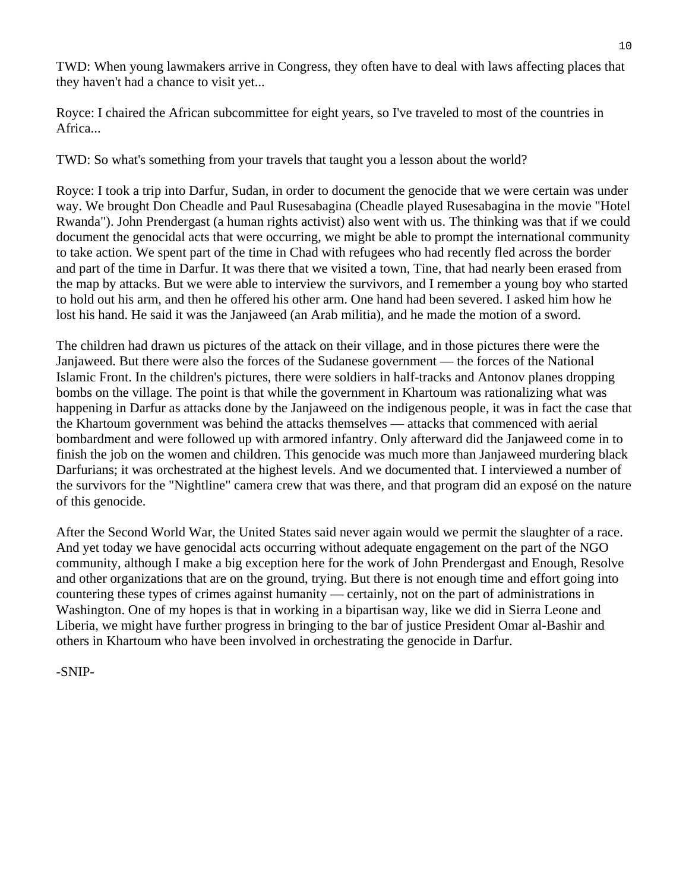TWD: When young lawmakers arrive in Congress, they often have to deal with laws affecting places that they haven't had a chance to visit yet...

Royce: I chaired the African subcommittee for eight years, so I've traveled to most of the countries in Africa...

TWD: So what's something from your travels that taught you a lesson about the world?

Royce: I took a trip into Darfur, Sudan, in order to document the genocide that we were certain was under way. We brought Don Cheadle and Paul Rusesabagina (Cheadle played Rusesabagina in the movie "Hotel Rwanda"). John Prendergast (a human rights activist) also went with us. The thinking was that if we could document the genocidal acts that were occurring, we might be able to prompt the international community to take action. We spent part of the time in Chad with refugees who had recently fled across the border and part of the time in Darfur. It was there that we visited a town, Tine, that had nearly been erased from the map by attacks. But we were able to interview the survivors, and I remember a young boy who started to hold out his arm, and then he offered his other arm. One hand had been severed. I asked him how he lost his hand. He said it was the Janjaweed (an Arab militia), and he made the motion of a sword.

The children had drawn us pictures of the attack on their village, and in those pictures there were the Janjaweed. But there were also the forces of the Sudanese government — the forces of the National Islamic Front. In the children's pictures, there were soldiers in half-tracks and Antonov planes dropping bombs on the village. The point is that while the government in Khartoum was rationalizing what was happening in Darfur as attacks done by the Janjaweed on the indigenous people, it was in fact the case that the Khartoum government was behind the attacks themselves — attacks that commenced with aerial bombardment and were followed up with armored infantry. Only afterward did the Janjaweed come in to finish the job on the women and children. This genocide was much more than Janjaweed murdering black Darfurians; it was orchestrated at the highest levels. And we documented that. I interviewed a number of the survivors for the "Nightline" camera crew that was there, and that program did an exposé on the nature of this genocide.

After the Second World War, the United States said never again would we permit the slaughter of a race. And yet today we have genocidal acts occurring without adequate engagement on the part of the NGO community, although I make a big exception here for the work of John Prendergast and Enough, Resolve and other organizations that are on the ground, trying. But there is not enough time and effort going into countering these types of crimes against humanity — certainly, not on the part of administrations in Washington. One of my hopes is that in working in a bipartisan way, like we did in Sierra Leone and Liberia, we might have further progress in bringing to the bar of justice President Omar al-Bashir and others in Khartoum who have been involved in orchestrating the genocide in Darfur.

-SNIP-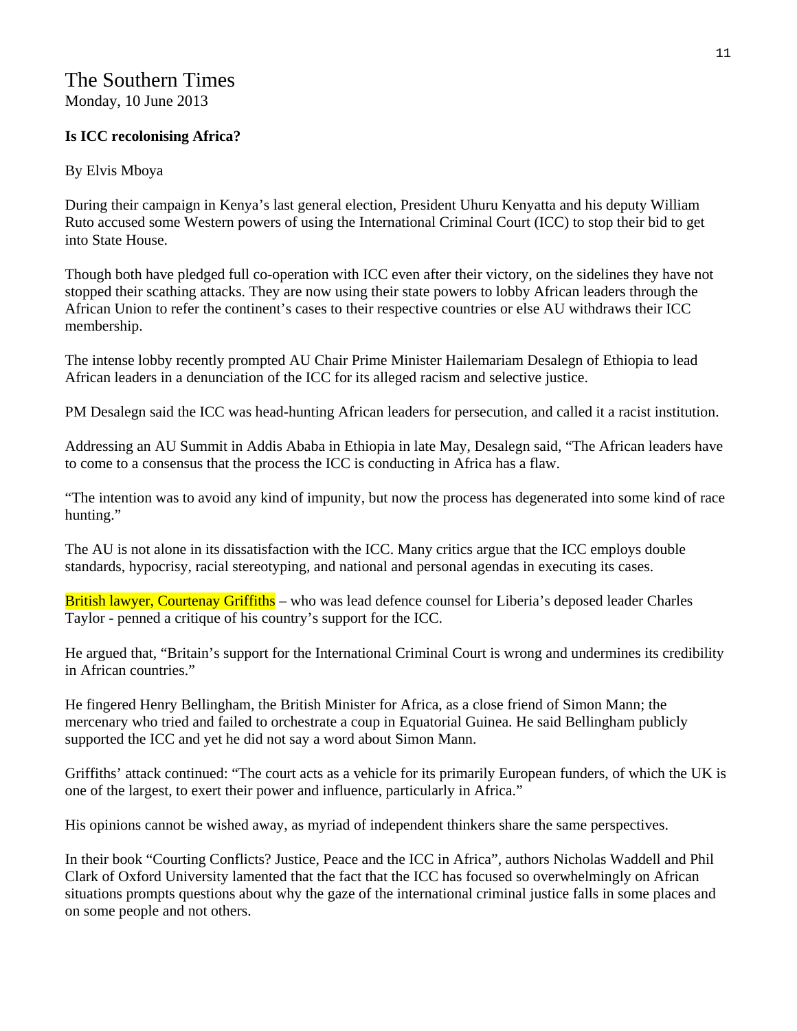The Southern Times
Monday, 10 June 2013

**Is ICC recolonising Africa?**

By Elvis Mboya

During their campaign in Kenya's last general election, President Uhuru Kenyatta and his deputy William Ruto accused some Western powers of using the International Criminal Court (ICC) to stop their bid to get into State House.

Though both have pledged full co-operation with ICC even after their victory, on the sidelines they have not stopped their scathing attacks. They are now using their state powers to lobby African leaders through the African Union to refer the continent's cases to their respective countries or else AU withdraws their ICC membership.

The intense lobby recently prompted AU Chair Prime Minister Hailemariam Desalegn of Ethiopia to lead African leaders in a denunciation of the ICC for its alleged racism and selective justice.

PM Desalegn said the ICC was head-hunting African leaders for persecution, and called it a racist institution.

Addressing an AU Summit in Addis Ababa in Ethiopia in late May, Desalegn said, "The African leaders have to come to a consensus that the process the ICC is conducting in Africa has a flaw.

"The intention was to avoid any kind of impunity, but now the process has degenerated into some kind of race hunting."

The AU is not alone in its dissatisfaction with the ICC. Many critics argue that the ICC employs double standards, hypocrisy, racial stereotyping, and national and personal agendas in executing its cases.

British lawyer, Courtenay Griffiths – who was lead defence counsel for Liberia's deposed leader Charles Taylor - penned a critique of his country's support for the ICC.

He argued that, "Britain's support for the International Criminal Court is wrong and undermines its credibility in African countries."

He fingered Henry Bellingham, the British Minister for Africa, as a close friend of Simon Mann; the mercenary who tried and failed to orchestrate a coup in Equatorial Guinea. He said Bellingham publicly supported the ICC and yet he did not say a word about Simon Mann.

Griffiths' attack continued: "The court acts as a vehicle for its primarily European funders, of which the UK is one of the largest, to exert their power and influence, particularly in Africa."

His opinions cannot be wished away, as myriad of independent thinkers share the same perspectives.

In their book "Courting Conflicts? Justice, Peace and the ICC in Africa", authors Nicholas Waddell and Phil Clark of Oxford University lamented that the fact that the ICC has focused so overwhelmingly on African situations prompts questions about why the gaze of the international criminal justice falls in some places and on some people and not others.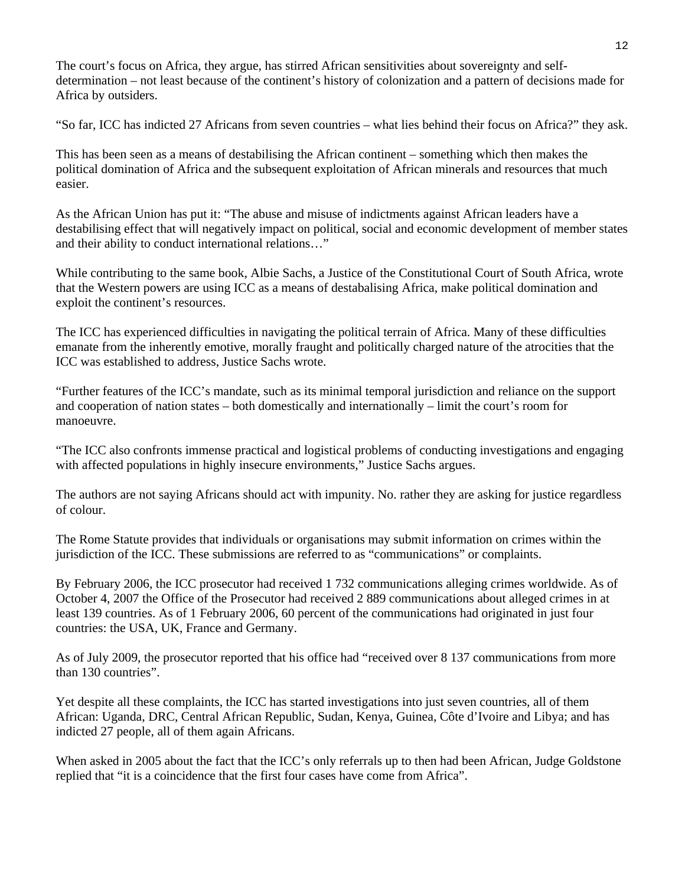The court's focus on Africa, they argue, has stirred African sensitivities about sovereignty and self-determination – not least because of the continent's history of colonization and a pattern of decisions made for Africa by outsiders.

"So far, ICC has indicted 27 Africans from seven countries – what lies behind their focus on Africa?" they ask.

This has been seen as a means of destabilising the African continent – something which then makes the political domination of Africa and the subsequent exploitation of African minerals and resources that much easier.

As the African Union has put it: "The abuse and misuse of indictments against African leaders have a destabilising effect that will negatively impact on political, social and economic development of member states and their ability to conduct international relations…"

While contributing to the same book, Albie Sachs, a Justice of the Constitutional Court of South Africa, wrote that the Western powers are using ICC as a means of destabalising Africa, make political domination and exploit the continent's resources.

The ICC has experienced difficulties in navigating the political terrain of Africa. Many of these difficulties emanate from the inherently emotive, morally fraught and politically charged nature of the atrocities that the ICC was established to address, Justice Sachs wrote.

"Further features of the ICC's mandate, such as its minimal temporal jurisdiction and reliance on the support and cooperation of nation states – both domestically and internationally – limit the court's room for manoeuvre.

"The ICC also confronts immense practical and logistical problems of conducting investigations and engaging with affected populations in highly insecure environments," Justice Sachs argues.

The authors are not saying Africans should act with impunity. No. rather they are asking for justice regardless of colour.

The Rome Statute provides that individuals or organisations may submit information on crimes within the jurisdiction of the ICC. These submissions are referred to as "communications" or complaints.

By February 2006, the ICC prosecutor had received 1 732 communications alleging crimes worldwide. As of October 4, 2007 the Office of the Prosecutor had received 2 889 communications about alleged crimes in at least 139 countries. As of 1 February 2006, 60 percent of the communications had originated in just four countries: the USA, UK, France and Germany.

As of July 2009, the prosecutor reported that his office had "received over 8 137 communications from more than 130 countries".

Yet despite all these complaints, the ICC has started investigations into just seven countries, all of them African: Uganda, DRC, Central African Republic, Sudan, Kenya, Guinea, Côte d'Ivoire and Libya; and has indicted 27 people, all of them again Africans.

When asked in 2005 about the fact that the ICC's only referrals up to then had been African, Judge Goldstone replied that "it is a coincidence that the first four cases have come from Africa".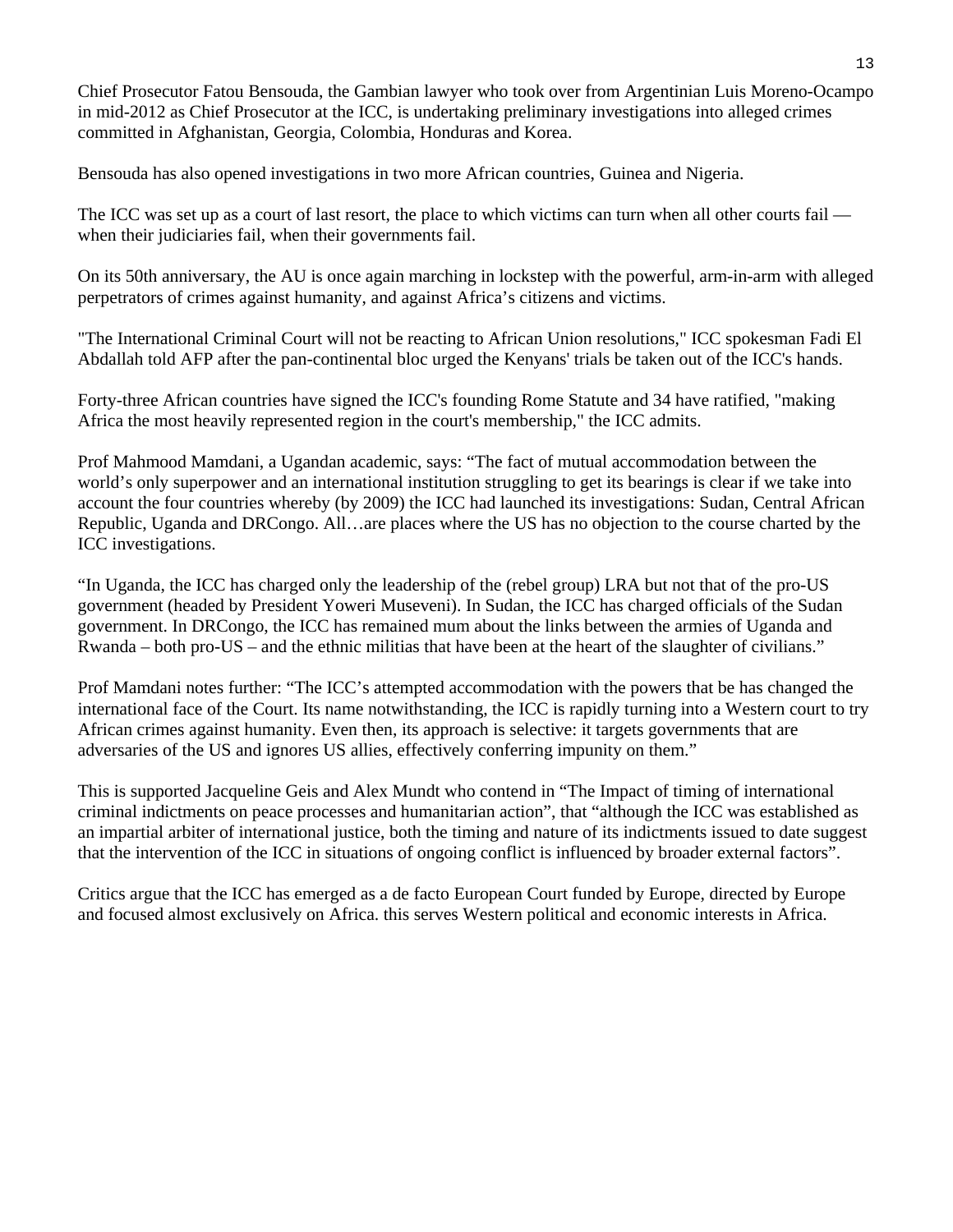Chief Prosecutor Fatou Bensouda, the Gambian lawyer who took over from Argentinian Luis Moreno-Ocampo in mid-2012 as Chief Prosecutor at the ICC, is undertaking preliminary investigations into alleged crimes committed in Afghanistan, Georgia, Colombia, Honduras and Korea.

Bensouda has also opened investigations in two more African countries, Guinea and Nigeria.

The ICC was set up as a court of last resort, the place to which victims can turn when all other courts fail — when their judiciaries fail, when their governments fail.

On its 50th anniversary, the AU is once again marching in lockstep with the powerful, arm-in-arm with alleged perpetrators of crimes against humanity, and against Africa's citizens and victims.

"The International Criminal Court will not be reacting to African Union resolutions," ICC spokesman Fadi El Abdallah told AFP after the pan-continental bloc urged the Kenyans' trials be taken out of the ICC's hands.

Forty-three African countries have signed the ICC's founding Rome Statute and 34 have ratified, "making Africa the most heavily represented region in the court's membership," the ICC admits.

Prof Mahmood Mamdani, a Ugandan academic, says: "The fact of mutual accommodation between the world's only superpower and an international institution struggling to get its bearings is clear if we take into account the four countries whereby (by 2009) the ICC had launched its investigations: Sudan, Central African Republic, Uganda and DRCongo. All…are places where the US has no objection to the course charted by the ICC investigations.

"In Uganda, the ICC has charged only the leadership of the (rebel group) LRA but not that of the pro-US government (headed by President Yoweri Museveni). In Sudan, the ICC has charged officials of the Sudan government. In DRCongo, the ICC has remained mum about the links between the armies of Uganda and Rwanda – both pro-US – and the ethnic militias that have been at the heart of the slaughter of civilians."

Prof Mamdani notes further: "The ICC's attempted accommodation with the powers that be has changed the international face of the Court. Its name notwithstanding, the ICC is rapidly turning into a Western court to try African crimes against humanity. Even then, its approach is selective: it targets governments that are adversaries of the US and ignores US allies, effectively conferring impunity on them."

This is supported Jacqueline Geis and Alex Mundt who contend in "The Impact of timing of international criminal indictments on peace processes and humanitarian action", that "although the ICC was established as an impartial arbiter of international justice, both the timing and nature of its indictments issued to date suggest that the intervention of the ICC in situations of ongoing conflict is influenced by broader external factors".

Critics argue that the ICC has emerged as a de facto European Court funded by Europe, directed by Europe and focused almost exclusively on Africa. this serves Western political and economic interests in Africa.